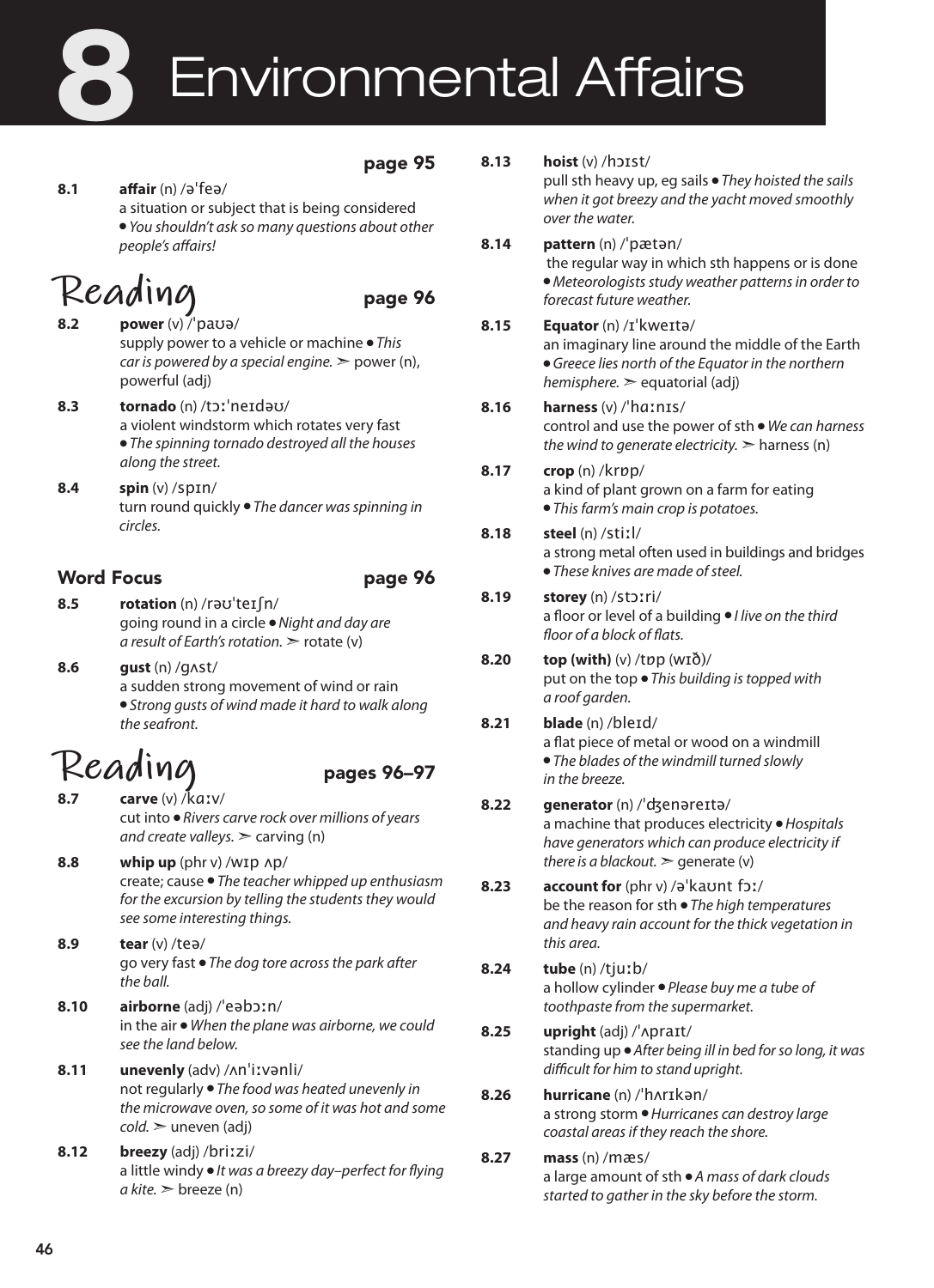# 8 Environmental Affairs

**page 95**

**8.1** **affair** (n) /əˈfeə/
a situation or subject that is being considered • *You shouldn't ask so many questions about other people's affairs!*

## Reading

**page 96**

**8.2** **power** (v) /ˈpaʊə/
supply power to a vehicle or machine • *This car is powered by a special engine.* ➢ power (n), powerful (adj)

**8.3** **tornado** (n) /tɔːˈneɪdəʊ/
a violent windstorm which rotates very fast • *The spinning tornado destroyed all the houses along the street.*

**8.4** **spin** (v) /spɪn/
turn round quickly • *The dancer was spinning in circles.*

### Word Focus

**page 96**

**8.5** **rotation** (n) /rəʊˈteɪʃn/
going round in a circle • *Night and day are a result of Earth's rotation.* ➢ rotate (v)

**8.6** **gust** (n) /gʌst/
a sudden strong movement of wind or rain • *Strong gusts of wind made it hard to walk along the seafront.*

## Reading

**pages 96–97**

**8.7** **carve** (v) /kɑːv/
cut into • *Rivers carve rock over millions of years and create valleys.* ➢ carving (n)

**8.8** **whip up** (phr v) /wɪp ʌp/
create; cause • *The teacher whipped up enthusiasm for the excursion by telling the students they would see some interesting things.*

**8.9** **tear** (v) /teə/
go very fast • *The dog tore across the park after the ball.*

**8.10** **airborne** (adj) /ˈeəbɔːn/
in the air • *When the plane was airborne, we could see the land below.*

**8.11** **unevenly** (adv) /ʌnˈiːvənli/
not regularly • *The food was heated unevenly in the microwave oven, so some of it was hot and some cold.* ➢ uneven (adj)

**8.12** **breezy** (adj) /briːzi/
a little windy • *It was a breezy day–perfect for flying a kite.* ➢ breeze (n)

**8.13** **hoist** (v) /hɔɪst/
pull sth heavy up, eg sails • *They hoisted the sails when it got breezy and the yacht moved smoothly over the water.*

**8.14** **pattern** (n) /ˈpætən/
the regular way in which sth happens or is done • *Meteorologists study weather patterns in order to forecast future weather.*

**8.15** **Equator** (n) /ɪˈkweɪtə/
an imaginary line around the middle of the Earth • *Greece lies north of the Equator in the northern hemisphere.* ➢ equatorial (adj)

**8.16** **harness** (v) /ˈhɑːnɪs/
control and use the power of sth • *We can harness the wind to generate electricity.* ➢ harness (n)

**8.17** **crop** (n) /krɒp/
a kind of plant grown on a farm for eating • *This farm's main crop is potatoes.*

**8.18** **steel** (n) /stiːl/
a strong metal often used in buildings and bridges • *These knives are made of steel.*

**8.19** **storey** (n) /stɔːri/
a floor or level of a building • *I live on the third floor of a block of flats.*

**8.20** **top (with)** (v) /tɒp (wɪð)/
put on the top • *This building is topped with a roof garden.*

**8.21** **blade** (n) /bleɪd/
a flat piece of metal or wood on a windmill • *The blades of the windmill turned slowly in the breeze.*

**8.22** **generator** (n) /ˈdʒenəreɪtə/
a machine that produces electricity • *Hospitals have generators which can produce electricity if there is a blackout.* ➢ generate (v)

**8.23** **account for** (phr v) /əˈkaʊnt fɔː/
be the reason for sth • *The high temperatures and heavy rain account for the thick vegetation in this area.*

**8.24** **tube** (n) /tjuːb/
a hollow cylinder • *Please buy me a tube of toothpaste from the supermarket.*

**8.25** **upright** (adj) /ˈʌpraɪt/
standing up • *After being ill in bed for so long, it was difficult for him to stand upright.*

**8.26** **hurricane** (n) /ˈhʌrɪkən/
a strong storm • *Hurricanes can destroy large coastal areas if they reach the shore.*

**8.27** **mass** (n) /mæs/
a large amount of sth • *A mass of dark clouds started to gather in the sky before the storm.*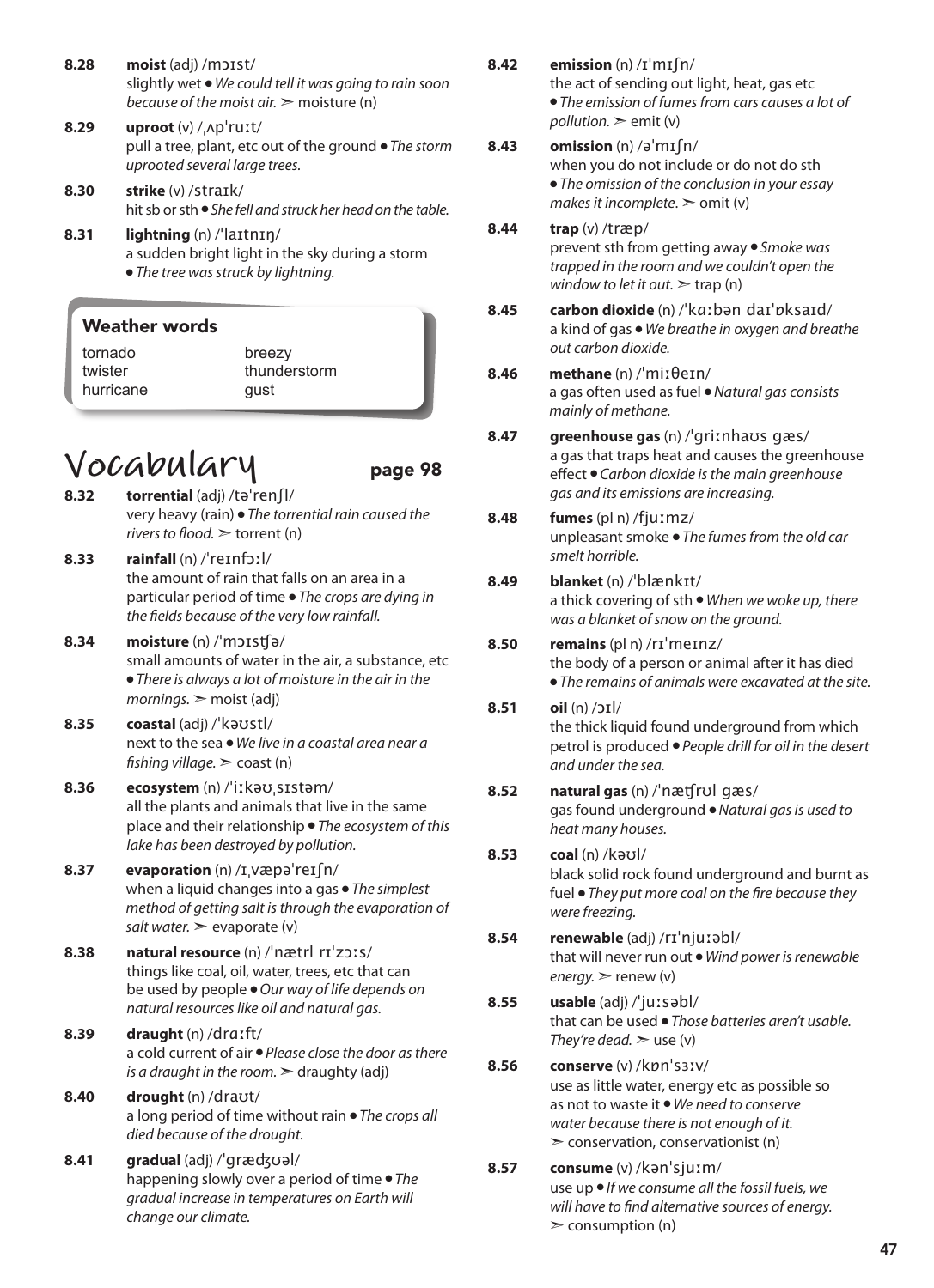**8.28** **moist** (adj) /mɔɪst/
slightly wet • *We could tell it was going to rain soon because of the moist air.* ➢ moisture (n)

**8.29** **uproot** (v) /ˌʌpˈruːt/
pull a tree, plant, etc out of the ground • *The storm uprooted several large trees.*

**8.30** **strike** (v) /straɪk/
hit sb or sth • *She fell and struck her head on the table.*

**8.31** **lightning** (n) /ˈlaɪtnɪŋ/
a sudden bright light in the sky during a storm • *The tree was struck by lightning.*

### Weather words

| | |
|---|---|
| tornado | breezy |
| twister | thunderstorm |
| hurricane | gust |

# Vocabulary page 98

**8.32** **torrential** (adj) /təˈrenʃl/
very heavy (rain) • *The torrential rain caused the rivers to flood.* ➢ torrent (n)

**8.33** **rainfall** (n) /ˈreɪnfɔːl/
the amount of rain that falls on an area in a particular period of time • *The crops are dying in the fields because of the very low rainfall.*

**8.34** **moisture** (n) /ˈmɔɪstʃə/
small amounts of water in the air, a substance, etc • *There is always a lot of moisture in the air in the mornings.* ➢ moist (adj)

**8.35** **coastal** (adj) /ˈkəʊstl/
next to the sea • *We live in a coastal area near a fishing village.* ➢ coast (n)

**8.36** **ecosystem** (n) /ˈiːkəʊˌsɪstəm/
all the plants and animals that live in the same place and their relationship • *The ecosystem of this lake has been destroyed by pollution.*

**8.37** **evaporation** (n) /ɪˌvæpəˈreɪʃn/
when a liquid changes into a gas • *The simplest method of getting salt is through the evaporation of salt water.* ➢ evaporate (v)

**8.38** **natural resource** (n) /ˈnætrl rɪˈzɔːs/
things like coal, oil, water, trees, etc that can be used by people • *Our way of life depends on natural resources like oil and natural gas.*

**8.39** **draught** (n) /drɑːft/
a cold current of air • *Please close the door as there is a draught in the room.* ➢ draughty (adj)

**8.40** **drought** (n) /draʊt/
a long period of time without rain • *The crops all died because of the drought.*

**8.41** **gradual** (adj) /ˈgrædʒuəl/
happening slowly over a period of time • *The gradual increase in temperatures on Earth will change our climate.*

**8.42** **emission** (n) /ɪˈmɪʃn/
the act of sending out light, heat, gas etc • *The emission of fumes from cars causes a lot of pollution.* ➢ emit (v)

**8.43** **omission** (n) /əˈmɪʃn/
when you do not include or do not do sth • *The omission of the conclusion in your essay makes it incomplete.* ➢ omit (v)

**8.44** **trap** (v) /træp/
prevent sth from getting away • *Smoke was trapped in the room and we couldn't open the window to let it out.* ➢ trap (n)

**8.45** **carbon dioxide** (n) /ˈkɑːbən daɪˈɒksaɪd/
a kind of gas • *We breathe in oxygen and breathe out carbon dioxide.*

**8.46** **methane** (n) /ˈmiːθeɪn/
a gas often used as fuel • *Natural gas consists mainly of methane.*

**8.47** **greenhouse gas** (n) /ˈgriːnhaʊs gæs/
a gas that traps heat and causes the greenhouse effect • *Carbon dioxide is the main greenhouse gas and its emissions are increasing.*

**8.48** **fumes** (pl n) /fjuːmz/
unpleasant smoke • *The fumes from the old car smelt horrible.*

**8.49** **blanket** (n) /ˈblænkɪt/
a thick covering of sth • *When we woke up, there was a blanket of snow on the ground.*

**8.50** **remains** (pl n) /rɪˈmeɪnz/
the body of a person or animal after it has died • *The remains of animals were excavated at the site.*

**8.51** **oil** (n) /ɔɪl/
the thick liquid found underground from which petrol is produced • *People drill for oil in the desert and under the sea.*

**8.52** **natural gas** (n) /ˈnætʃrʊl gæs/
gas found underground • *Natural gas is used to heat many houses.*

**8.53** **coal** (n) /kəʊl/
black solid rock found underground and burnt as fuel • *They put more coal on the fire because they were freezing.*

**8.54** **renewable** (adj) /rɪˈnjuːəbl/
that will never run out • *Wind power is renewable energy.* ➢ renew (v)

**8.55** **usable** (adj) /ˈjuːsəbl/
that can be used • *Those batteries aren't usable. They're dead.* ➢ use (v)

**8.56** **conserve** (v) /kɒnˈsɜːv/
use as little water, energy etc as possible so as not to waste it • *We need to conserve water because there is not enough of it.*
➢ conservation, conservationist (n)

**8.57** **consume** (v) /kənˈsjuːm/
use up • *If we consume all the fossil fuels, we will have to find alternative sources of energy.*
➢ consumption (n)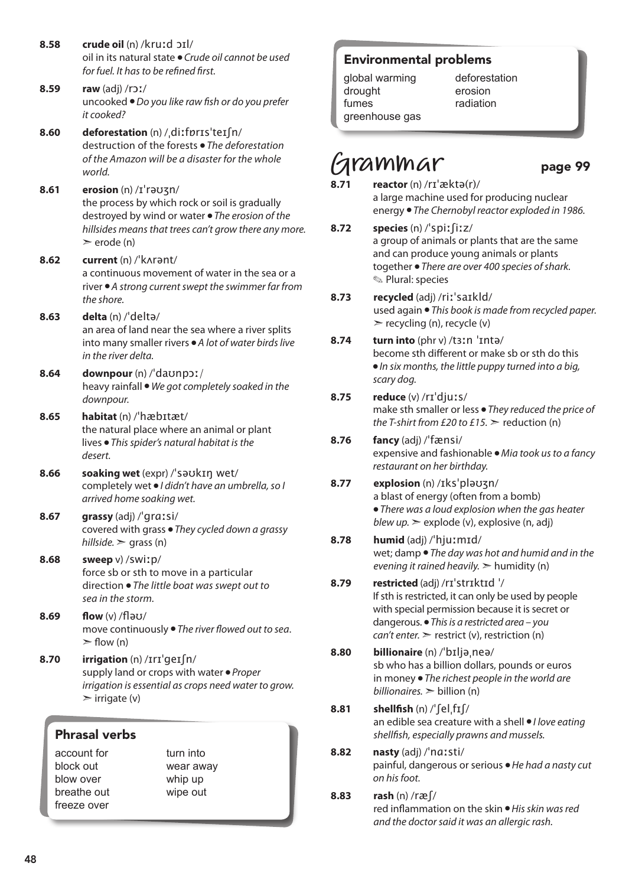**8.58** **crude oil** (n) /kruːd ɔɪl/
oil in its natural state • *Crude oil cannot be used for fuel. It has to be refined first.*

**8.59** **raw** (adj) /rɔː/
uncooked • *Do you like raw fish or do you prefer it cooked?*

**8.60** **deforestation** (n) /ˌdiːfɒrɪsˈteɪʃn/
destruction of the forests • *The deforestation of the Amazon will be a disaster for the whole world.*

**8.61** **erosion** (n) /ɪˈrəʊʒn/
the process by which rock or soil is gradually destroyed by wind or water • *The erosion of the hillsides means that trees can't grow there any more.* ➣ erode (n)

**8.62** **current** (n) /ˈkʌrənt/
a continuous movement of water in the sea or a river • *A strong current swept the swimmer far from the shore.*

**8.63** **delta** (n) /ˈdeltə/
an area of land near the sea where a river splits into many smaller rivers • *A lot of water birds live in the river delta.*

**8.64** **downpour** (n) /ˈdaʊnpɔː/
heavy rainfall • *We got completely soaked in the downpour.*

**8.65** **habitat** (n) /ˈhæbɪtæt/
the natural place where an animal or plant lives • *This spider's natural habitat is the desert.*

**8.66** **soaking wet** (expr) /ˈsəʊkɪŋ wet/
completely wet • *I didn't have an umbrella, so I arrived home soaking wet.*

**8.67** **grassy** (adj) /ˈɡrɑːsi/
covered with grass • *They cycled down a grassy hillside.* ➣ grass (n)

**8.68** **sweep** v) /swiːp/
force sb or sth to move in a particular direction • *The little boat was swept out to sea in the storm.*

**8.69** **flow** (v) /fləʊ/
move continuously • *The river flowed out to sea.* ➣ flow (n)

**8.70** **irrigation** (n) /ɪrɪˈɡeɪʃn/
supply land or crops with water • *Proper irrigation is essential as crops need water to grow.* ➣ irrigate (v)

### Phrasal verbs

account for
block out
blow over
breathe out
freeze over
turn into
wear away
whip up
wipe out

### Environmental problems

global warming
drought
fumes
greenhouse gas
deforestation
erosion
radiation

## Grammar page 99

**8.71** **reactor** (n) /rɪˈæktə(r)/
a large machine used for producing nuclear energy • *The Chernobyl reactor exploded in 1986.*

**8.72** **species** (n) /ˈspiːʃiːz/
a group of animals or plants that are the same and can produce young animals or plants together • *There are over 400 species of shark.*
✎ Plural: species

**8.73** **recycled** (adj) /riːˈsaɪkld/
used again • *This book is made from recycled paper.* ➣ recycling (n), recycle (v)

**8.74** **turn into** (phr v) /tɜːn ˈɪntə/
become sth different or make sb or sth do this • *In six months, the little puppy turned into a big, scary dog.*

**8.75** **reduce** (v) /rɪˈdjuːs/
make sth smaller or less • *They reduced the price of the T-shirt from £20 to £15.* ➣ reduction (n)

**8.76** **fancy** (adj) /ˈfænsi/
expensive and fashionable • *Mia took us to a fancy restaurant on her birthday.*

**8.77** **explosion** (n) /ɪksˈpləʊʒn/
a blast of energy (often from a bomb) • *There was a loud explosion when the gas heater blew up.* ➣ explode (v), explosive (n, adj)

**8.78** **humid** (adj) /ˈhjuːmɪd/
wet; damp • *The day was hot and humid and in the evening it rained heavily.* ➣ humidity (n)

**8.79** **restricted** (adj) /rɪˈstrɪktɪd ˈ/
If sth is restricted, it can only be used by people with special permission because it is secret or dangerous. • *This is a restricted area – you can't enter.* ➣ restrict (v), restriction (n)

**8.80** **billionaire** (n) /ˈbɪljəˌneə/
sb who has a billion dollars, pounds or euros in money • *The richest people in the world are billionaires.* ➣ billion (n)

**8.81** **shellfish** (n) /ˈʃelˌfɪʃ/
an edible sea creature with a shell • *I love eating shellfish, especially prawns and mussels.*

**8.82** **nasty** (adj) /ˈnɑːsti/
painful, dangerous or serious • *He had a nasty cut on his foot.*

**8.83** **rash** (n) /ræʃ/
red inflammation on the skin • *His skin was red and the doctor said it was an allergic rash.*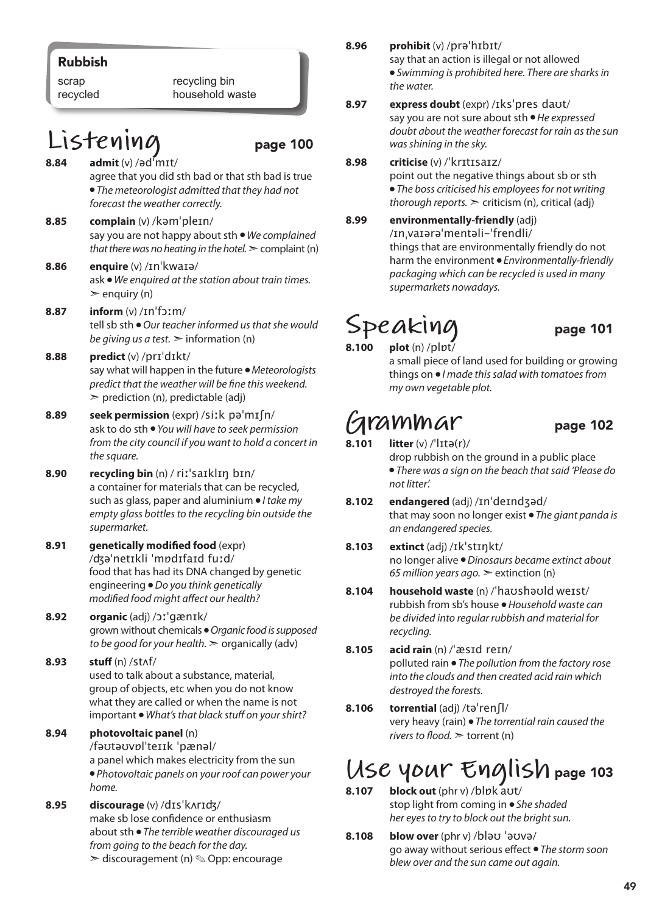**Rubbish**

| | |
|---|---|
| scrap | recycling bin |
| recycled | household waste |

## Listening page 100

**8.84** **admit** (v) /ədˈmɪt/
agree that you did sth bad or that sth bad is true • *The meteorologist admitted that they had not forecast the weather correctly.*

**8.85** **complain** (v) /kəmˈpleɪn/
say you are not happy about sth • *We complained that there was no heating in the hotel.* ➣ complaint (n)

**8.86** **enquire** (v) /ɪnˈkwaɪə/
ask • *We enquired at the station about train times.* ➣ enquiry (n)

**8.87** **inform** (v) /ɪnˈfɔːm/
tell sb sth • *Our teacher informed us that she would be giving us a test.* ➣ information (n)

**8.88** **predict** (v) /prɪˈdɪkt/
say what will happen in the future • *Meteorologists predict that the weather will be fine this weekend.* ➣ prediction (n), predictable (adj)

**8.89** **seek permission** (expr) /siːk pəˈmɪʃn/
ask to do sth • *You will have to seek permission from the city council if you want to hold a concert in the square.*

**8.90** **recycling bin** (n) / riːˈsaɪklɪŋ bɪn/
a container for materials that can be recycled, such as glass, paper and aluminium • *I take my empty glass bottles to the recycling bin outside the supermarket.*

**8.91** **genetically modified food** (expr) /dʒəˈnetɪkli ˈmɒdɪfaɪd fuːd/
food that has had its DNA changed by genetic engineering • *Do you think genetically modified food might affect our health?*

**8.92** **organic** (adj) /ɔːˈgænɪk/
grown without chemicals • *Organic food is supposed to be good for your health.* ➣ organically (adv)

**8.93** **stuff** (n) /stʌf/
used to talk about a substance, material, group of objects, etc when you do not know what they are called or when the name is not important • *What's that black stuff on your shirt?*

**8.94** **photovoltaic panel** (n) /fəʊtəʊvɒlˈteɪɪk ˈpænəl/
a panel which makes electricity from the sun • *Photovoltaic panels on your roof can power your home.*

**8.95** **discourage** (v) /dɪsˈkʌrɪdʒ/
make sb lose confidence or enthusiasm about sth • *The terrible weather discouraged us from going to the beach for the day.*
➣ discouragement (n) ✎ Opp: encourage

**8.96** **prohibit** (v) /prəˈhɪbɪt/
say that an action is illegal or not allowed • *Swimming is prohibited here. There are sharks in the water.*

**8.97** **express doubt** (expr) /ɪksˈpres daʊt/
say you are not sure about sth • *He expressed doubt about the weather forecast for rain as the sun was shining in the sky.*

**8.98** **criticise** (v) /ˈkrɪtɪsaɪz/
point out the negative things about sb or sth • *The boss criticised his employees for not writing thorough reports.* ➣ criticism (n), critical (adj)

**8.99** **environmentally-friendly** (adj) /ɪnˌvaɪərəˈmentəli-ˈfrendli/
things that are environmentally friendly do not harm the environment • *Environmentally-friendly packaging which can be recycled is used in many supermarkets nowadays.*

## Speaking page 101

**8.100** **plot** (n) /plɒt/
a small piece of land used for building or growing things on • *I made this salad with tomatoes from my own vegetable plot.*

## Grammar page 102

**8.101** **litter** (v) /ˈlɪtə(r)/
drop rubbish on the ground in a public place • *There was a sign on the beach that said 'Please do not litter.'*

**8.102** **endangered** (adj) /ɪnˈdeɪndʒəd/
that may soon no longer exist • *The giant panda is an endangered species.*

**8.103** **extinct** (adj) /ɪkˈstɪŋkt/
no longer alive • *Dinosaurs became extinct about 65 million years ago.* ➣ extinction (n)

**8.104** **household waste** (n) /ˈhaʊshəʊld weɪst/
rubbish from sb's house • *Household waste can be divided into regular rubbish and material for recycling.*

**8.105** **acid rain** (n) /ˈæsɪd reɪn/
polluted rain • *The pollution from the factory rose into the clouds and then created acid rain which destroyed the forests.*

**8.106** **torrential** (adj) /təˈrenʃl/
very heavy (rain) • *The torrential rain caused the rivers to flood.* ➣ torrent (n)

## Use your English page 103

**8.107** **block out** (phr v) /blɒk aʊt/
stop light from coming in • *She shaded her eyes to try to block out the bright sun.*

**8.108** **blow over** (phr v) /bləʊ ˈəʊvə/
go away without serious effect • *The storm soon blew over and the sun came out again.*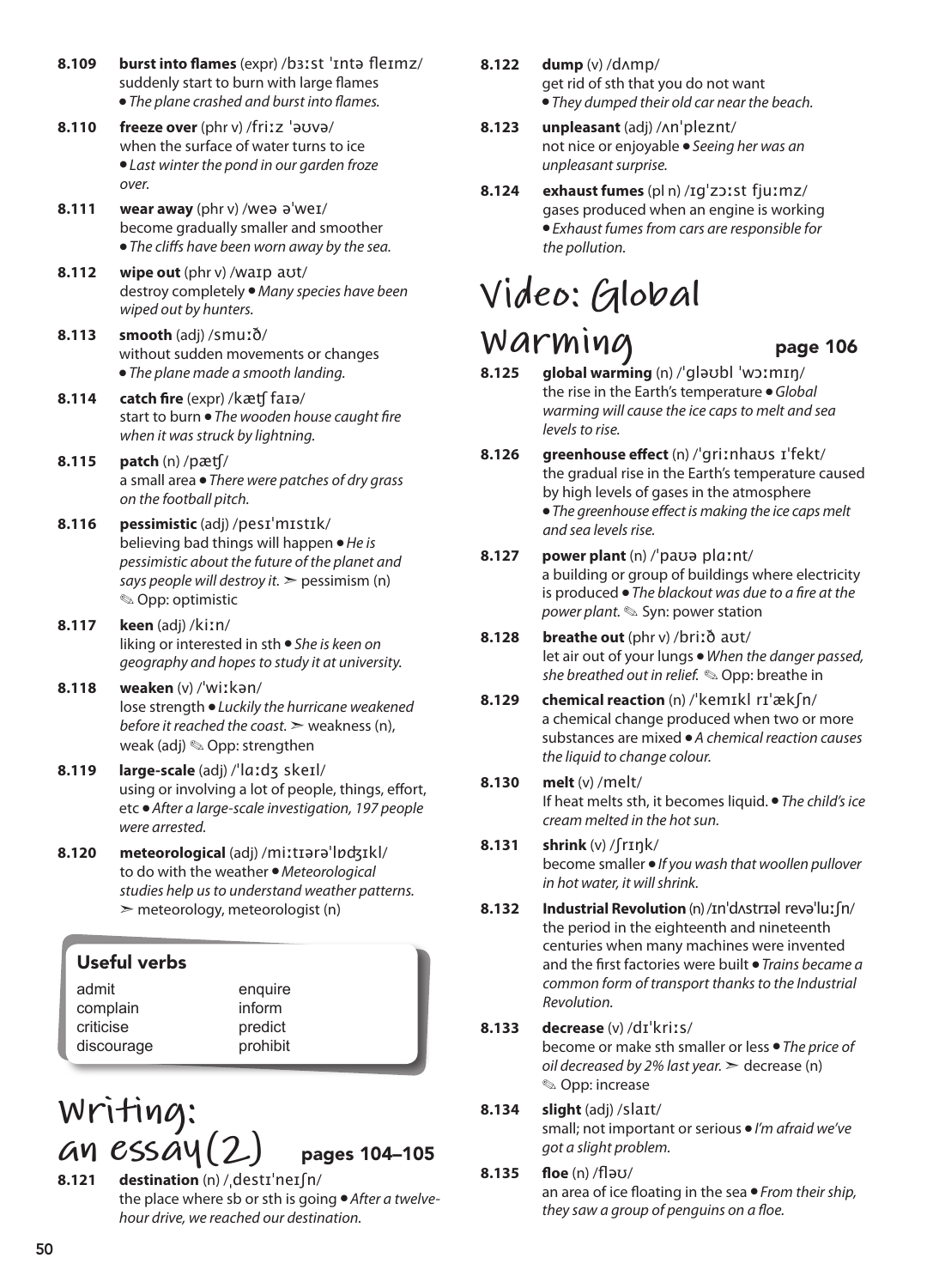**8.109** **burst into flames** (expr) /bɜːst ˈɪntə fleɪmz/
suddenly start to burn with large flames
• *The plane crashed and burst into flames.*

**8.110** **freeze over** (phr v) /friːz ˈəʊvə/
when the surface of water turns to ice
• *Last winter the pond in our garden froze over.*

**8.111** **wear away** (phr v) /weə əˈweɪ/
become gradually smaller and smoother
• *The cliffs have been worn away by the sea.*

**8.112** **wipe out** (phr v) /waɪp aʊt/
destroy completely • *Many species have been wiped out by hunters.*

**8.113** **smooth** (adj) /smuːð/
without sudden movements or changes
• *The plane made a smooth landing.*

**8.114** **catch fire** (expr) /kætʃ faɪə/
start to burn • *The wooden house caught fire when it was struck by lightning.*

**8.115** **patch** (n) /pætʃ/
a small area • *There were patches of dry grass on the football pitch.*

**8.116** **pessimistic** (adj) /pesɪˈmɪstɪk/
believing bad things will happen • *He is pessimistic about the future of the planet and says people will destroy it.* ➣ pessimism (n) ✎ Opp: optimistic

**8.117** **keen** (adj) /kiːn/
liking or interested in sth • *She is keen on geography and hopes to study it at university.*

**8.118** **weaken** (v) /ˈwiːkən/
lose strength • *Luckily the hurricane weakened before it reached the coast.* ➣ weakness (n), weak (adj) ✎ Opp: strengthen

**8.119** **large-scale** (adj) /ˈlɑːdʒ skeɪl/
using or involving a lot of people, things, effort, etc • *After a large-scale investigation, 197 people were arrested.*

**8.120** **meteorological** (adj) /miːtɪərəˈlɒdʒɪkl/
to do with the weather • *Meteorological studies help us to understand weather patterns.* ➣ meteorology, meteorologist (n)

### Useful verbs

| | |
|---|---|
| admit | enquire |
| complain | inform |
| criticise | predict |
| discourage | prohibit |

## Writing: an essay (2) pages 104–105

**8.121** **destination** (n) /ˌdestɪˈneɪʃn/
the place where sb or sth is going • *After a twelve-hour drive, we reached our destination.*

**8.122** **dump** (v) /dʌmp/
get rid of sth that you do not want
• *They dumped their old car near the beach.*

**8.123** **unpleasant** (adj) /ʌnˈpleznt/
not nice or enjoyable • *Seeing her was an unpleasant surprise.*

**8.124** **exhaust fumes** (pl n) /ɪgˈzɔːst fjuːmz/
gases produced when an engine is working
• *Exhaust fumes from cars are responsible for the pollution.*

## Video: Global Warming page 106

**8.125** **global warming** (n) /ˈgləʊbl ˈwɔːmɪŋ/
the rise in the Earth's temperature • *Global warming will cause the ice caps to melt and sea levels to rise.*

**8.126** **greenhouse effect** (n) /ˈgriːnhaʊs ɪˈfekt/
the gradual rise in the Earth's temperature caused by high levels of gases in the atmosphere
• *The greenhouse effect is making the ice caps melt and sea levels rise.*

**8.127** **power plant** (n) /ˈpaʊə plɑːnt/
a building or group of buildings where electricity is produced • *The blackout was due to a fire at the power plant.* ✎ Syn: power station

**8.128** **breathe out** (phr v) /briːð aʊt/
let air out of your lungs • *When the danger passed, she breathed out in relief.* ✎ Opp: breathe in

**8.129** **chemical reaction** (n) /ˈkemɪkl rɪˈækʃn/
a chemical change produced when two or more substances are mixed • *A chemical reaction causes the liquid to change colour.*

**8.130** **melt** (v) /melt/
If heat melts sth, it becomes liquid. • *The child's ice cream melted in the hot sun.*

**8.131** **shrink** (v) /ʃrɪŋk/
become smaller • *If you wash that woollen pullover in hot water, it will shrink.*

**8.132** **Industrial Revolution** (n) /ɪnˈdʌstrɪəl revəˈluːʃn/
the period in the eighteenth and nineteenth centuries when many machines were invented and the first factories were built • *Trains became a common form of transport thanks to the Industrial Revolution.*

**8.133** **decrease** (v) /dɪˈkriːs/
become or make sth smaller or less • *The price of oil decreased by 2% last year.* ➣ decrease (n) ✎ Opp: increase

**8.134** **slight** (adj) /slaɪt/
small; not important or serious • *I'm afraid we've got a slight problem.*

**8.135** **floe** (n) /fləʊ/
an area of ice floating in the sea • *From their ship, they saw a group of penguins on a floe.*